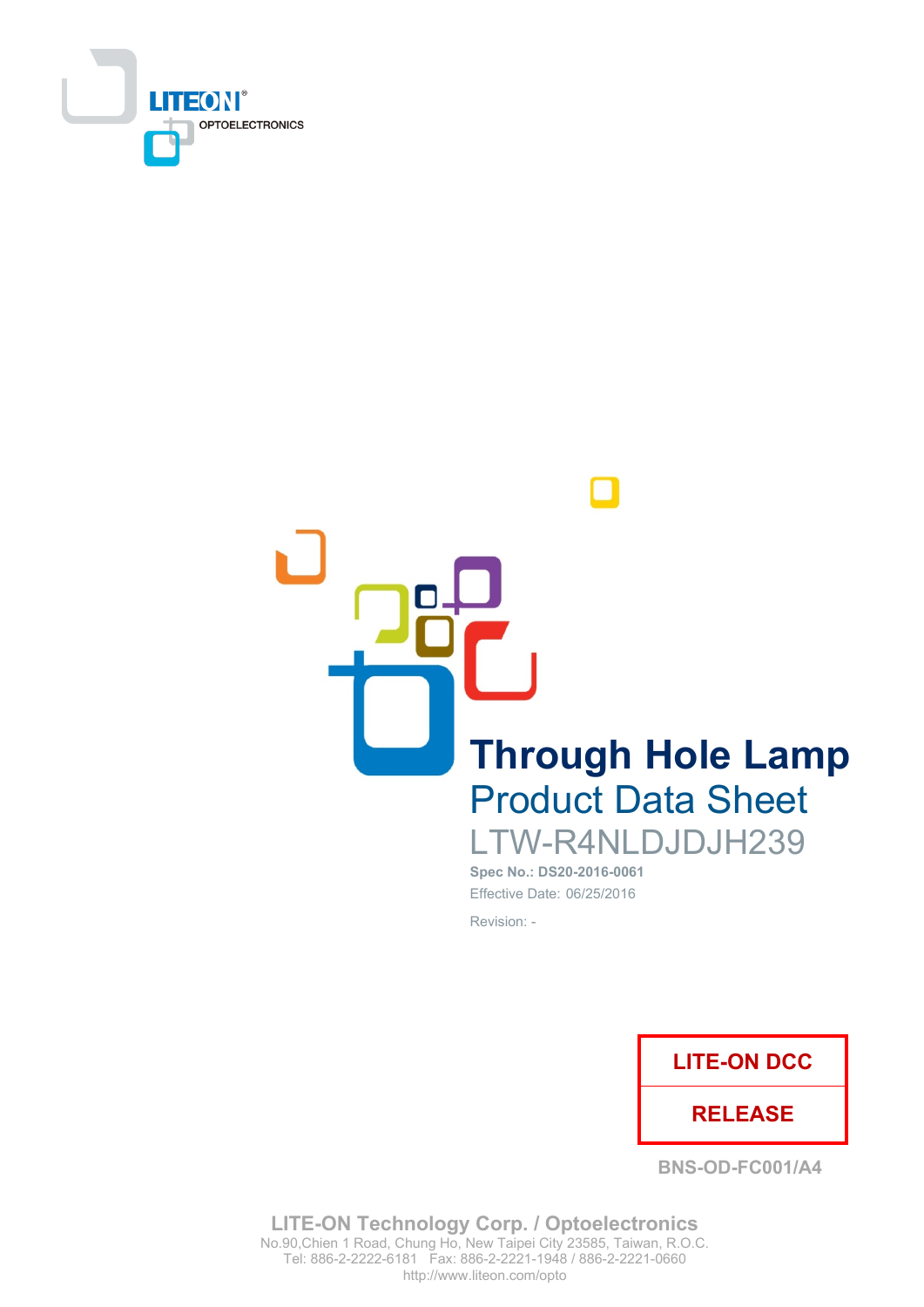LITEON OPTOELECTRONICS

# Through Hole Lamp

## Product Data Sheet

### LTW-R4NLDJDJH239

**Spec No.: DS20-2016-0061**

Effective Date: 06/25/2016

Revision: -

| LITE-ON DCC |
| --- |
| RELEASE |

BNS-OD-FC001/A4

**LITE-ON Technology Corp. / Optoelectronics**

No.90,Chien 1 Road, Chung Ho, New Taipei City 23585, Taiwan, R.O.C.

Tel: 886-2-2222-6181 Fax: 886-2-2221-1948 / 886-2-2221-0660

http://www.liteon.com/opto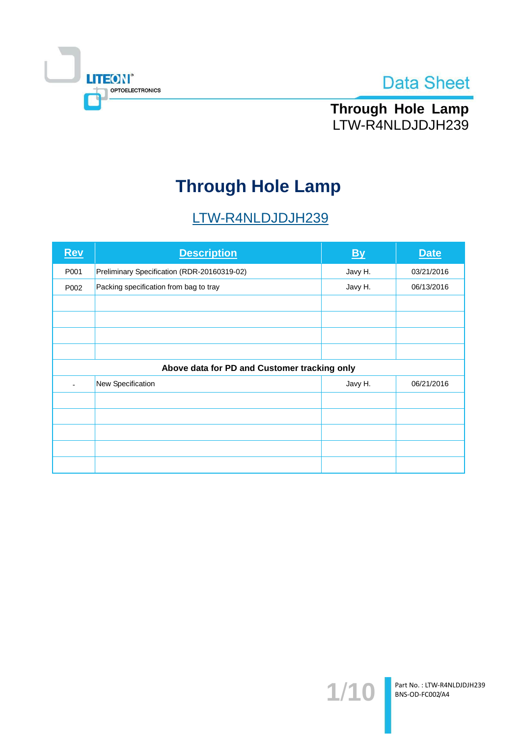# Through Hole Lamp

## LTW-R4NLDJDJH239

| Rev | Description | By | Date |
|---|---|---|---|
| P001 | Preliminary Specification (RDR-20160319-02) | Javy H. | 03/21/2016 |
| P002 | Packing specification from bag to tray | Javy H. | 06/13/2016 |
| | | | |
| | | | |
| | | | |
| | | | |
| **Above data for PD and Customer tracking only** | | | |
| - | New Specification | Javy H. | 06/21/2016 |
| | | | |
| | | | |
| | | | |
| | | | |
| | | | |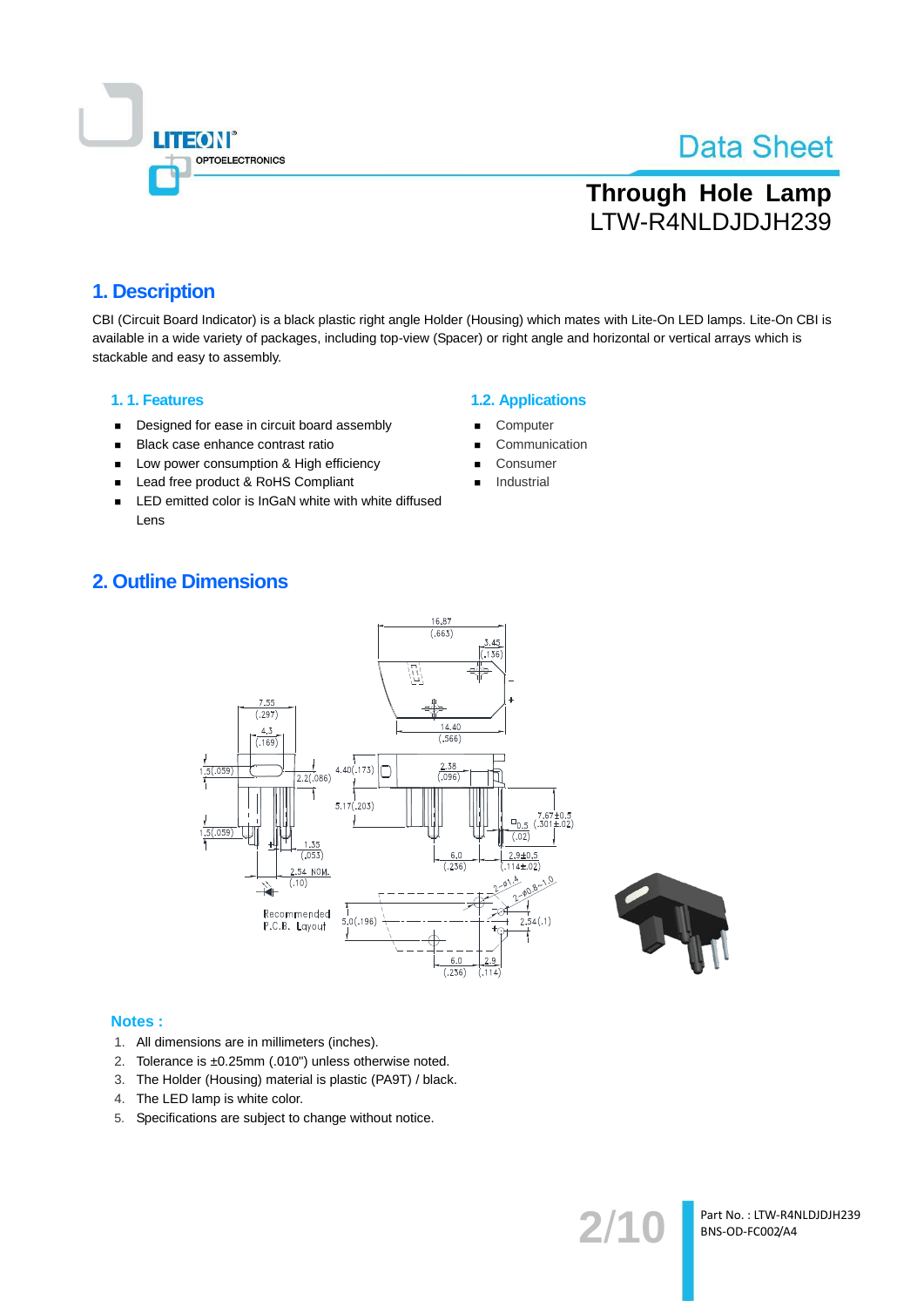# 1. Description

CBI (Circuit Board Indicator) is a black plastic right angle Holder (Housing) which mates with Lite-On LED lamps. Lite-On CBI is available in a wide variety of packages, including top-view (Spacer) or right angle and horizontal or vertical arrays which is stackable and easy to assembly.

### 1. 1. Features

- Designed for ease in circuit board assembly
- Black case enhance contrast ratio
- Low power consumption & High efficiency
- Lead free product & RoHS Compliant
- LED emitted color is InGaN white with white diffused Lens

### 1.2. Applications

- Computer
- Communication
- Consumer
- Industrial

# 2. Outline Dimensions

**Notes :**

1. All dimensions are in millimeters (inches).
2. Tolerance is ±0.25mm (.010") unless otherwise noted.
3. The Holder (Housing) material is plastic (PA9T) / black.
4. The LED lamp is white color.
5. Specifications are subject to change without notice.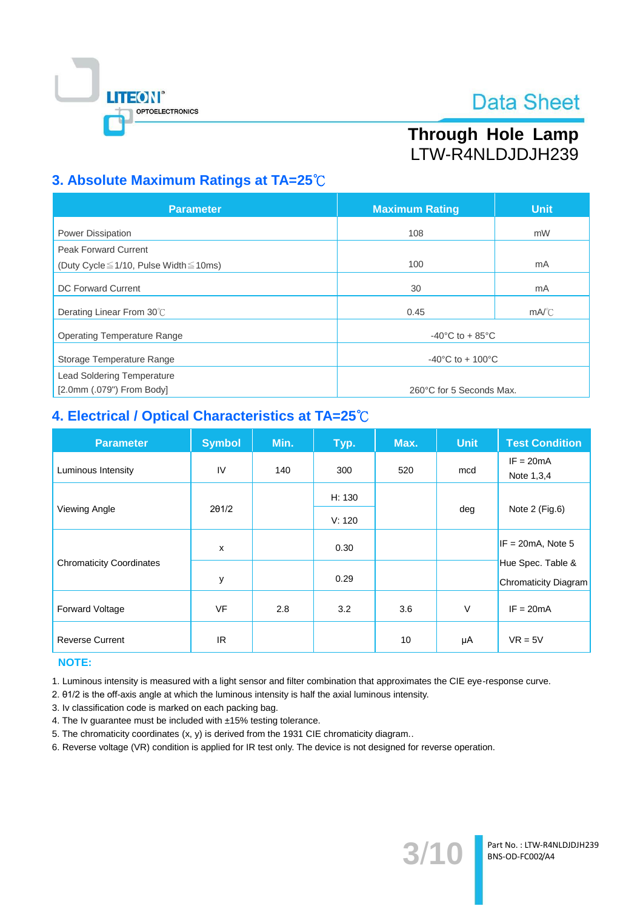## 3. Absolute Maximum Ratings at TA=25℃

| Parameter | Maximum Rating | Unit |
|---|---|---|
| Power Dissipation | 108 | mW |
| Peak Forward Current (Duty Cycle≦1/10, Pulse Width≦10ms) | 100 | mA |
| DC Forward Current | 30 | mA |
| Derating Linear From 30℃ | 0.45 | mA/℃ |
| Operating Temperature Range | -40°C to + 85°C | |
| Storage Temperature Range | -40°C to + 100°C | |
| Lead Soldering Temperature [2.0mm (.079") From Body] | 260°C for 5 Seconds Max. | |

## 4. Electrical / Optical Characteristics at TA=25℃

| Parameter | Symbol | Min. | Typ. | Max. | Unit | Test Condition |
|---|---|---|---|---|---|---|
| Luminous Intensity | IV | 140 | 300 | 520 | mcd | IF = 20mA Note 1,3,4 |
| Viewing Angle | 2θ1/2 | | H: 130 | | deg | Note 2 (Fig.6) |
| | | | V: 120 | | | |
| Chromaticity Coordinates | x | | 0.30 | | | IF = 20mA, Note 5 Hue Spec. Table & Chromaticity Diagram |
| | y | | 0.29 | | | |
| Forward Voltage | VF | 2.8 | 3.2 | 3.6 | V | IF = 20mA |
| Reverse Current | IR | | | 10 | μA | VR = 5V |

**NOTE:**

1. Luminous intensity is measured with a light sensor and filter combination that approximates the CIE eye-response curve.
2. θ1/2 is the off-axis angle at which the luminous intensity is half the axial luminous intensity.
3. Iv classification code is marked on each packing bag.
4. The Iv guarantee must be included with ±15% testing tolerance.
5. The chromaticity coordinates (x, y) is derived from the 1931 CIE chromaticity diagram..
6. Reverse voltage (VR) condition is applied for IR test only. The device is not designed for reverse operation.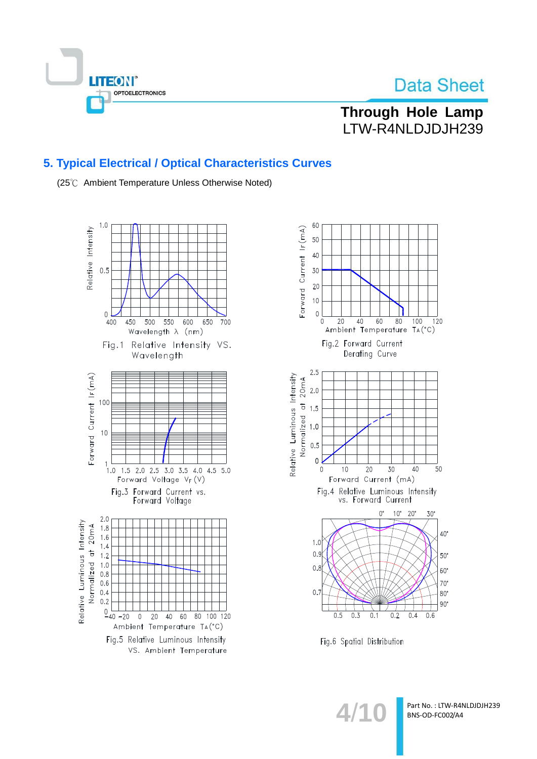## 5. Typical Electrical / Optical Characteristics Curves

(25℃ Ambient Temperature Unless Otherwise Noted)

Fig.1 Relative Intensity VS. Wavelength

Fig.2 Forward Current Derating Curve

Fig.3 Forward Current vs. Forward Voltage

Fig.4 Relative Luminous Intensity vs. Forward Current

Fig.5 Relative Luminous Intensity VS. Ambient Temperature

Fig.6 Spatial Distribution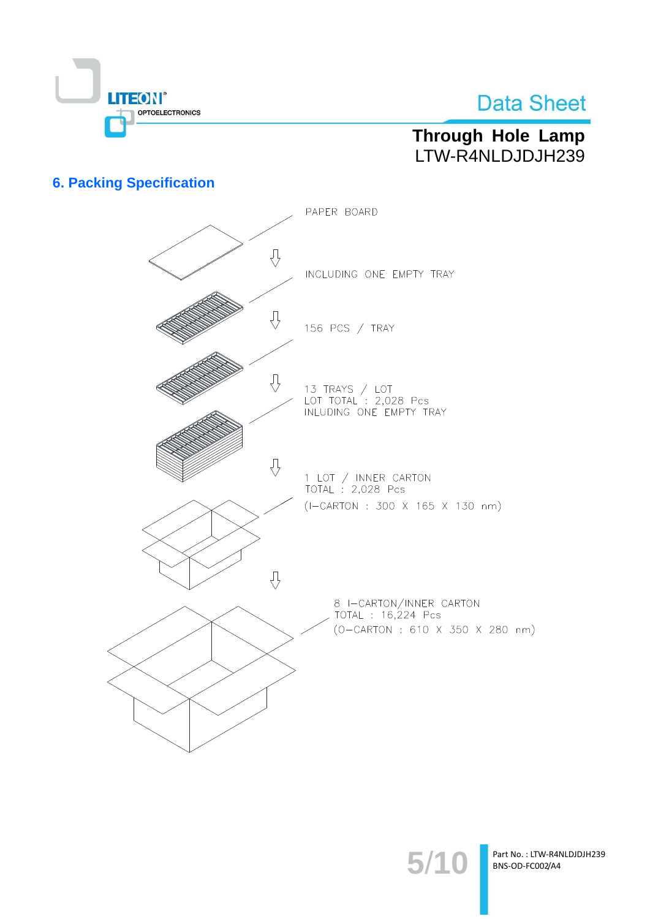## 6. Packing Specification

PAPER BOARD

INCLUDING ONE EMPTY TRAY

156 PCS / TRAY

13 TRAYS / LOT
LOT TOTAL : 2,028 Pcs
INLUDING ONE EMPTY TRAY

1 LOT / INNER CARTON
TOTAL : 2,028 Pcs
(I–CARTON : 300 X 165 X 130 mm)

8 I–CARTON/INNER CARTON
TOTAL : 16,224 Pcs
(O–CARTON : 610 X 350 X 280 mm)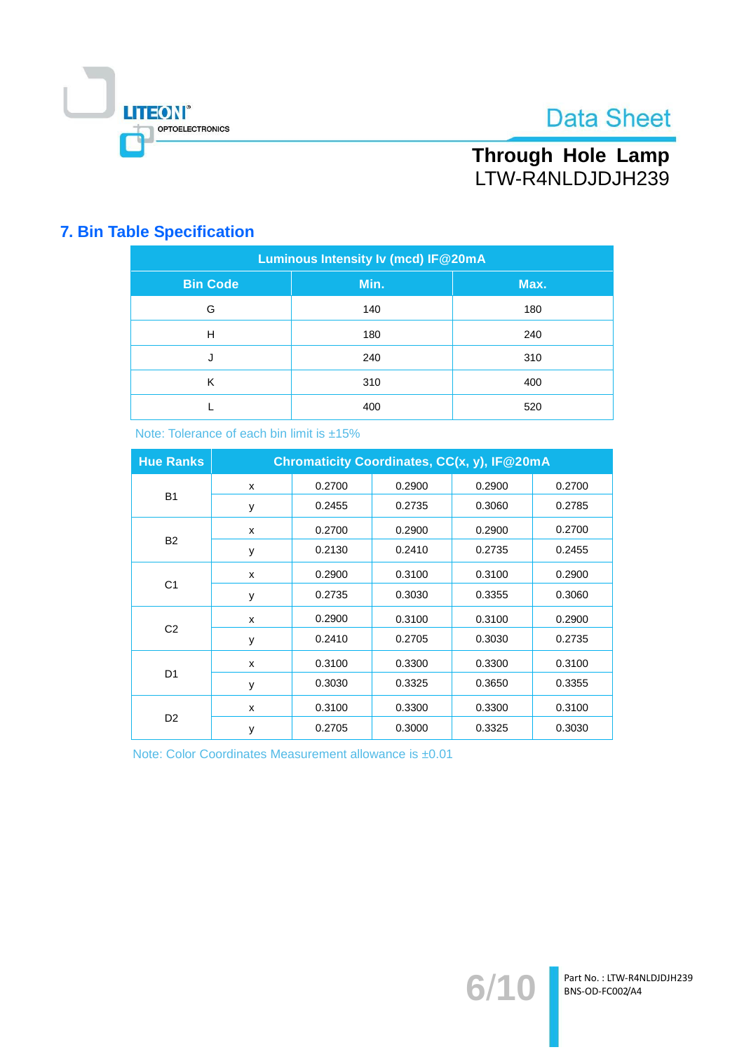## 7. Bin Table Specification

| Luminous Intensity Iv (mcd) IF@20mA | | |
|---|---|---|
| **Bin Code** | **Min.** | **Max.** |
| G | 140 | 180 |
| H | 180 | 240 |
| J | 240 | 310 |
| K | 310 | 400 |
| L | 400 | 520 |

Note: Tolerance of each bin limit is ±15%

| Hue Ranks | Chromaticity Coordinates, CC(x, y), IF@20mA | | | | |
|---|---|---|---|---|---|
| B1 | x | 0.2700 | 0.2900 | 0.2900 | 0.2700 |
| | y | 0.2455 | 0.2735 | 0.3060 | 0.2785 |
| B2 | x | 0.2700 | 0.2900 | 0.2900 | 0.2700 |
| | y | 0.2130 | 0.2410 | 0.2735 | 0.2455 |
| C1 | x | 0.2900 | 0.3100 | 0.3100 | 0.2900 |
| | y | 0.2735 | 0.3030 | 0.3355 | 0.3060 |
| C2 | x | 0.2900 | 0.3100 | 0.3100 | 0.2900 |
| | y | 0.2410 | 0.2705 | 0.3030 | 0.2735 |
| D1 | x | 0.3100 | 0.3300 | 0.3300 | 0.3100 |
| | y | 0.3030 | 0.3325 | 0.3650 | 0.3355 |
| D2 | x | 0.3100 | 0.3300 | 0.3300 | 0.3100 |
| | y | 0.2705 | 0.3000 | 0.3325 | 0.3030 |

Note: Color Coordinates Measurement allowance is ±0.01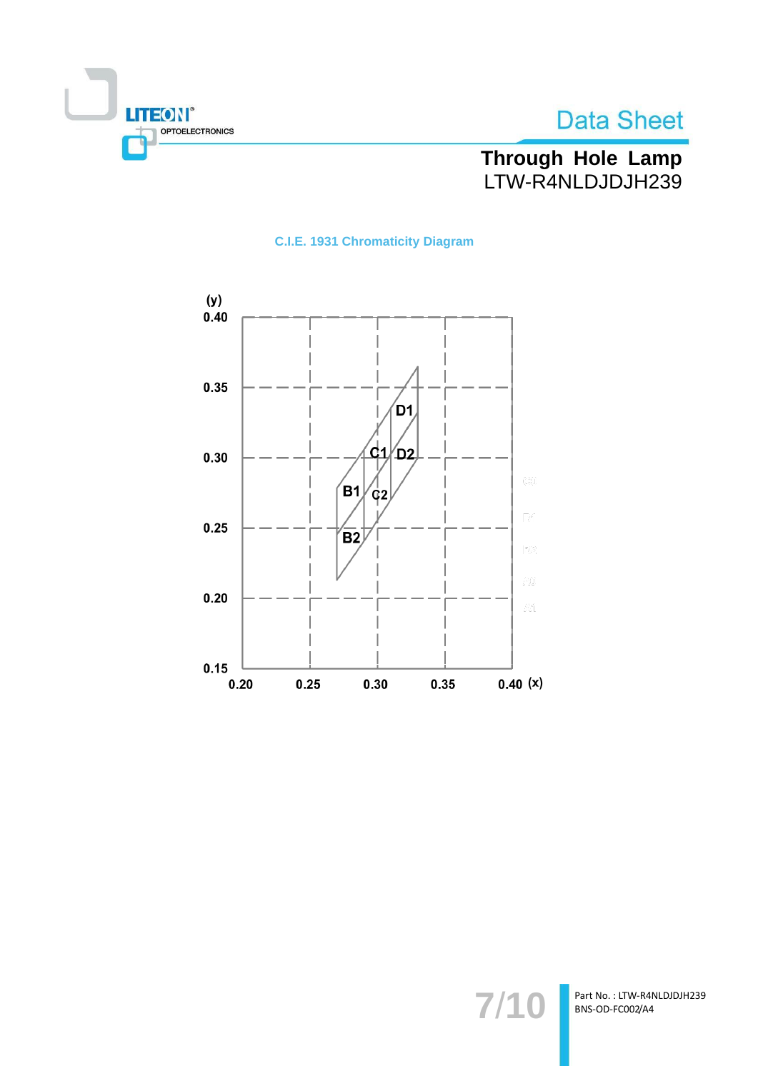**C.I.E. 1931 Chromaticity Diagram**

(y)

0.40

0.35

0.30

0.25

0.20

0.15

0.20 0.25 0.30 0.35 0.40 (x)

D1

C1 D2

B1 C2

B2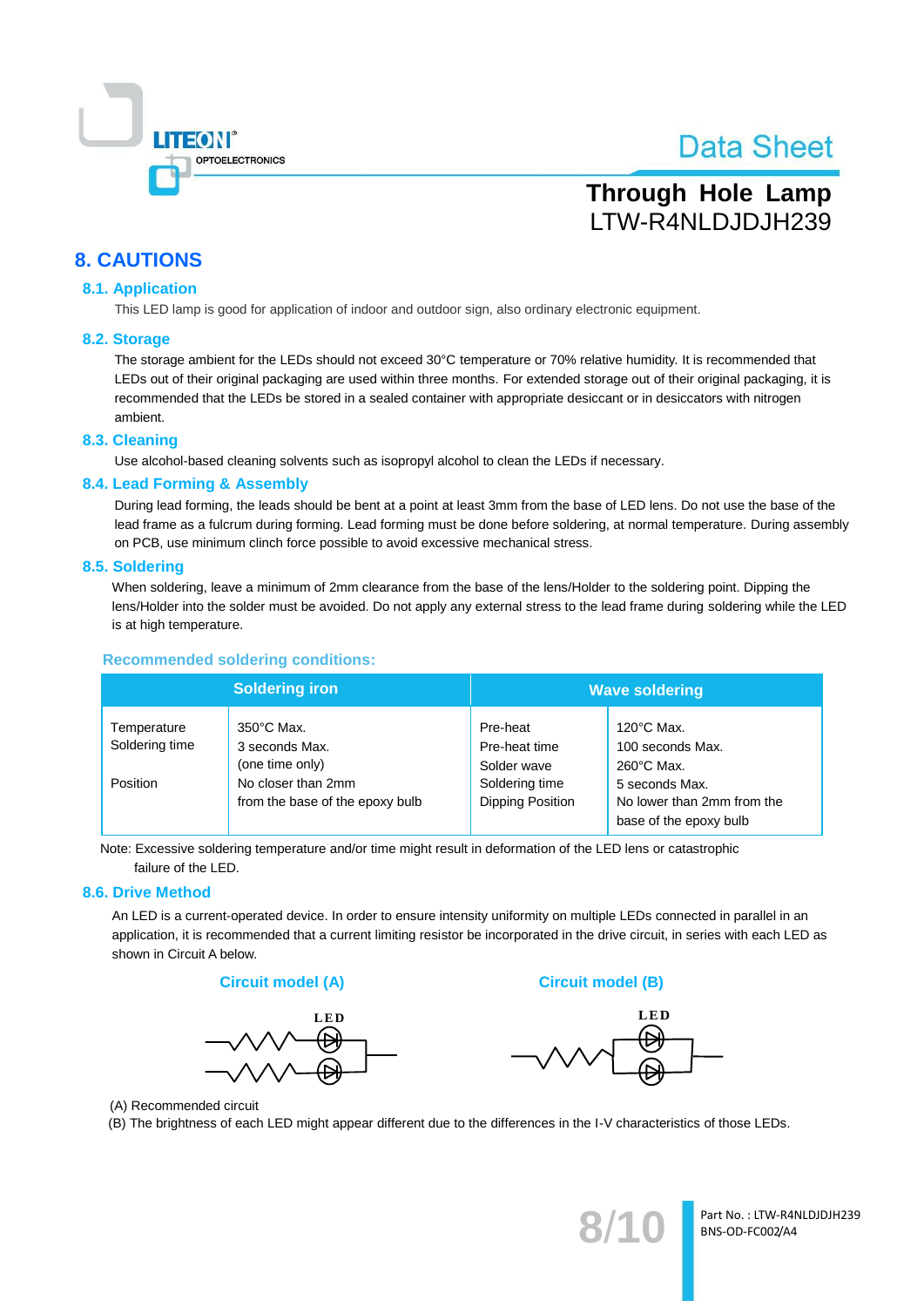## 8. CAUTIONS

### 8.1. Application

This LED lamp is good for application of indoor and outdoor sign, also ordinary electronic equipment.

### 8.2. Storage

The storage ambient for the LEDs should not exceed 30°C temperature or 70% relative humidity. It is recommended that LEDs out of their original packaging are used within three months. For extended storage out of their original packaging, it is recommended that the LEDs be stored in a sealed container with appropriate desiccant or in desiccators with nitrogen ambient.

### 8.3. Cleaning

Use alcohol-based cleaning solvents such as isopropyl alcohol to clean the LEDs if necessary.

### 8.4. Lead Forming & Assembly

During lead forming, the leads should be bent at a point at least 3mm from the base of LED lens. Do not use the base of the lead frame as a fulcrum during forming. Lead forming must be done before soldering, at normal temperature. During assembly on PCB, use minimum clinch force possible to avoid excessive mechanical stress.

### 8.5. Soldering

When soldering, leave a minimum of 2mm clearance from the base of the lens/Holder to the soldering point. Dipping the lens/Holder into the solder must be avoided. Do not apply any external stress to the lead frame during soldering while the LED is at high temperature.

**Recommended soldering conditions:**

| Soldering iron | | Wave soldering | |
|---|---|---|---|
| Temperature | 350°C Max. | Pre-heat | 120°C Max. |
| Soldering time | 3 seconds Max. (one time only) | Pre-heat time | 100 seconds Max. |
| | | Solder wave | 260°C Max. |
| | | Soldering time | 5 seconds Max. |
| Position | No closer than 2mm from the base of the epoxy bulb | Dipping Position | No lower than 2mm from the base of the epoxy bulb |

Note: Excessive soldering temperature and/or time might result in deformation of the LED lens or catastrophic failure of the LED.

### 8.6. Drive Method

An LED is a current-operated device. In order to ensure intensity uniformity on multiple LEDs connected in parallel in an application, it is recommended that a current limiting resistor be incorporated in the drive circuit, in series with each LED as shown in Circuit A below.

**Circuit model (A)** **Circuit model (B)**

LED LED

(A) Recommended circuit

(B) The brightness of each LED might appear different due to the differences in the I-V characteristics of those LEDs.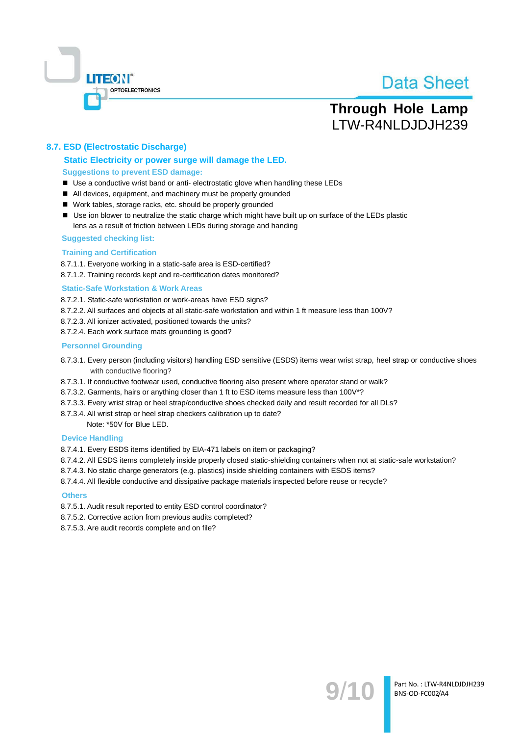## 8.7. ESD (Electrostatic Discharge)

### Static Electricity or power surge will damage the LED.

**Suggestions to prevent ESD damage:**

- Use a conductive wrist band or anti- electrostatic glove when handling these LEDs
- All devices, equipment, and machinery must be properly grounded
- Work tables, storage racks, etc. should be properly grounded
- Use ion blower to neutralize the static charge which might have built up on surface of the LEDs plastic lens as a result of friction between LEDs during storage and handing

**Suggested checking list:**

**Training and Certification**

8.7.1.1. Everyone working in a static-safe area is ESD-certified?
8.7.1.2. Training records kept and re-certification dates monitored?

**Static-Safe Workstation & Work Areas**

8.7.2.1. Static-safe workstation or work-areas have ESD signs?
8.7.2.2. All surfaces and objects at all static-safe workstation and within 1 ft measure less than 100V?
8.7.2.3. All ionizer activated, positioned towards the units?
8.7.2.4. Each work surface mats grounding is good?

**Personnel Grounding**

8.7.3.1. Every person (including visitors) handling ESD sensitive (ESDS) items wear wrist strap, heel strap or conductive shoes with conductive flooring?
8.7.3.1. If conductive footwear used, conductive flooring also present where operator stand or walk?
8.7.3.2. Garments, hairs or anything closer than 1 ft to ESD items measure less than 100V*?
8.7.3.3. Every wrist strap or heel strap/conductive shoes checked daily and result recorded for all DLs?
8.7.3.4. All wrist strap or heel strap checkers calibration up to date?
Note: *50V for Blue LED.

**Device Handling**

8.7.4.1. Every ESDS items identified by EIA-471 labels on item or packaging?
8.7.4.2. All ESDS items completely inside properly closed static-shielding containers when not at static-safe workstation?
8.7.4.3. No static charge generators (e.g. plastics) inside shielding containers with ESDS items?
8.7.4.4. All flexible conductive and dissipative package materials inspected before reuse or recycle?

**Others**

8.7.5.1. Audit result reported to entity ESD control coordinator?
8.7.5.2. Corrective action from previous audits completed?
8.7.5.3. Are audit records complete and on file?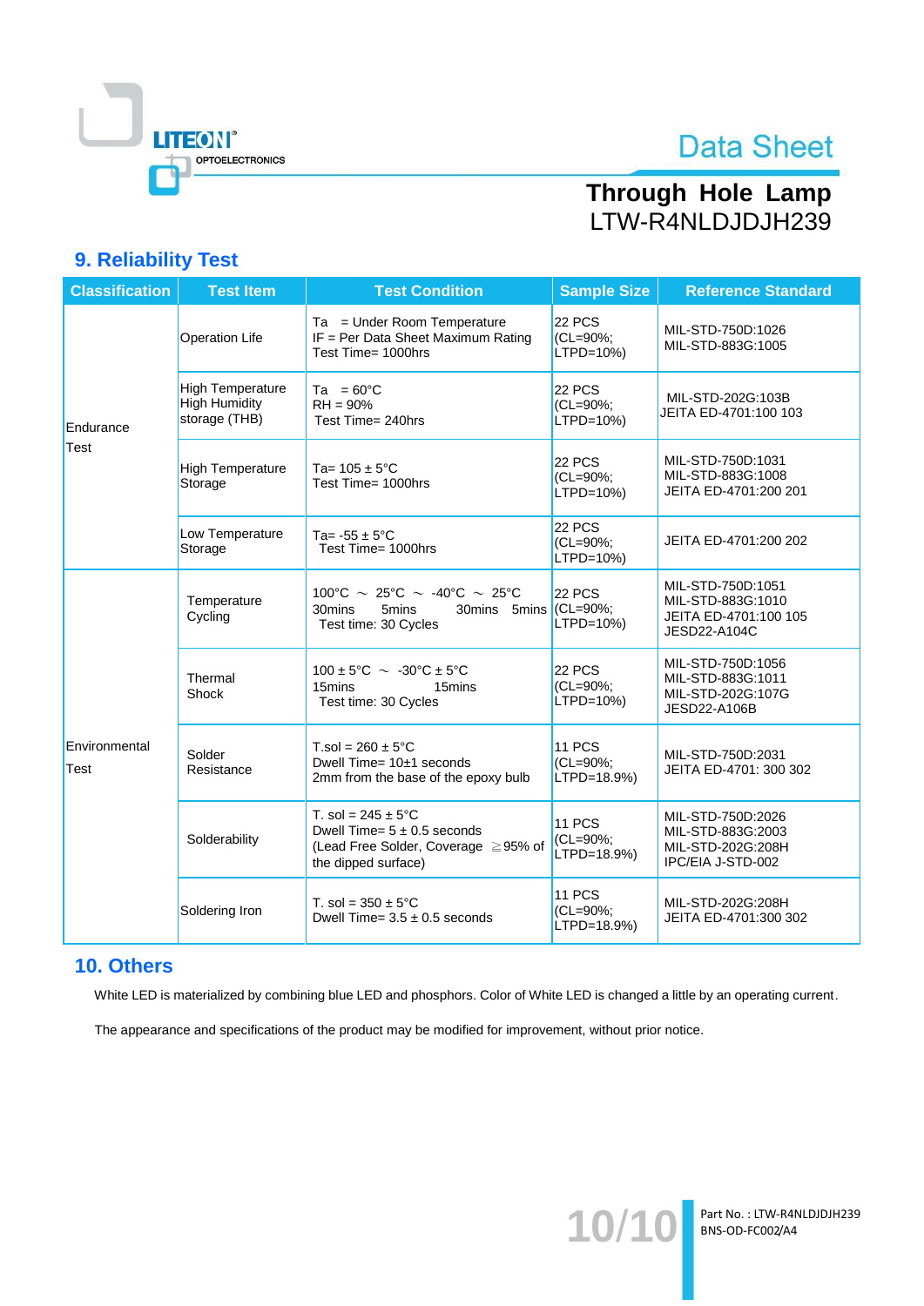## 9. Reliability Test

| Classification | Test Item | Test Condition | Sample Size | Reference Standard |
|---|---|---|---|---|
| Endurance Test | Operation Life | Ta = Under Room Temperature<br>IF = Per Data Sheet Maximum Rating<br>Test Time= 1000hrs | 22 PCS<br>(CL=90%;<br>LTPD=10%) | MIL-STD-750D:1026<br>MIL-STD-883G:1005 |
| | High Temperature High Humidity storage (THB) | Ta = 60°C<br>RH = 90%<br>Test Time= 240hrs | 22 PCS<br>(CL=90%;<br>LTPD=10%) | MIL-STD-202G:103B<br>JEITA ED-4701:100 103 |
| | High Temperature Storage | Ta= 105 ± 5°C<br>Test Time= 1000hrs | 22 PCS<br>(CL=90%;<br>LTPD=10%) | MIL-STD-750D:1031<br>MIL-STD-883G:1008<br>JEITA ED-4701:200 201 |
| | Low Temperature Storage | Ta= -55 ± 5°C<br>Test Time= 1000hrs | 22 PCS<br>(CL=90%;<br>LTPD=10%) | JEITA ED-4701:200 202 |
| Environmental Test | Temperature Cycling | 100°C ～ 25°C ～ -40°C ～ 25°C<br>30mins 5mins 30mins 5mins<br>Test time: 30 Cycles | 22 PCS<br>(CL=90%;<br>LTPD=10%) | MIL-STD-750D:1051<br>MIL-STD-883G:1010<br>JEITA ED-4701:100 105<br>JESD22-A104C |
| | Thermal Shock | 100 ± 5°C ～ -30°C ± 5°C<br>15mins 15mins<br>Test time: 30 Cycles | 22 PCS<br>(CL=90%;<br>LTPD=10%) | MIL-STD-750D:1056<br>MIL-STD-883G:1011<br>MIL-STD-202G:107G<br>JESD22-A106B |
| | Solder Resistance | T.sol = 260 ± 5°C<br>Dwell Time= 10±1 seconds<br>2mm from the base of the epoxy bulb | 11 PCS<br>(CL=90%;<br>LTPD=18.9%) | MIL-STD-750D:2031<br>JEITA ED-4701: 300 302 |
| | Solderability | T. sol = 245 ± 5°C<br>Dwell Time= 5 ± 0.5 seconds<br>(Lead Free Solder, Coverage ≧95% of the dipped surface) | 11 PCS<br>(CL=90%;<br>LTPD=18.9%) | MIL-STD-750D:2026<br>MIL-STD-883G:2003<br>MIL-STD-202G:208H<br>IPC/EIA J-STD-002 |
| | Soldering Iron | T. sol = 350 ± 5°C<br>Dwell Time= 3.5 ± 0.5 seconds | 11 PCS<br>(CL=90%;<br>LTPD=18.9%) | MIL-STD-202G:208H<br>JEITA ED-4701:300 302 |

## 10. Others

White LED is materialized by combining blue LED and phosphors. Color of White LED is changed a little by an operating current.

The appearance and specifications of the product may be modified for improvement, without prior notice.